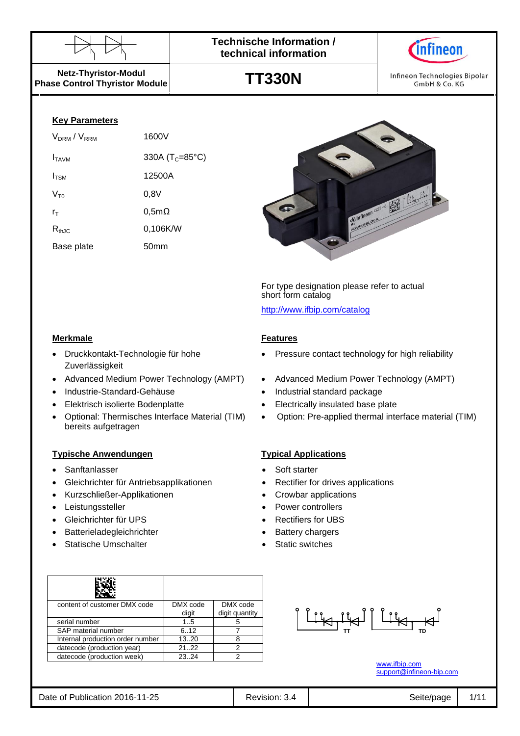Technische Information / technical information

**Netz-Thyristor-Modul**
**Phase Control Thyristor Module**

# TT330N

Infineon Technologies Bipolar GmbH & Co. KG

## Key Parameters

| | |
|---|---|
| $V_{DRM}$ / $V_{RRM}$ | 1600V |
| $I_{TAVM}$ | 330A ($T_C$=85°C) |
| $I_{TSM}$ | 12500A |
| $V_{T0}$ | 0,8V |
| $r_T$ | 0,5mΩ |
| $R_{thJC}$ | 0,106K/W |
| Base plate | 50mm |

For type designation please refer to actual short form catalog

http://www.ifbip.com/catalog

## Merkmale

- Druckkontakt-Technologie für hohe Zuverlässigkeit
- Advanced Medium Power Technology (AMPT)
- Industrie-Standard-Gehäuse
- Elektrisch isolierte Bodenplatte
- Optional: Thermisches Interface Material (TIM) bereits aufgetragen

## Features

- Pressure contact technology for high reliability
- Advanced Medium Power Technology (AMPT)
- Industrial standard package
- Electrically insulated base plate
- Option: Pre-applied thermal interface material (TIM)

## Typische Anwendungen

- Sanftanlasser
- Gleichrichter für Antriebsapplikationen
- Kurzschließer-Applikationen
- Leistungssteller
- Gleichrichter für UPS
- Batterieladegleichrichter
- Statische Umschalter

## Typical Applications

- Soft starter
- Rectifier for drives applications
- Crowbar applications
- Power controllers
- Rectifiers for UBS
- Battery chargers
- Static switches

| content of customer DMX code | DMX code digit | DMX code digit quantity |
|---|---|---|
| serial number | 1..5 | 5 |
| SAP material number | 6..12 | 7 |
| Internal production order number | 13..20 | 8 |
| datecode (production year) | 21..22 | 2 |
| datecode (production week) | 23..24 | 2 |

TT TD

www.ifbip.com
support@infineon-bip.com

Date of Publication 2016-11-25 | Revision: 3.4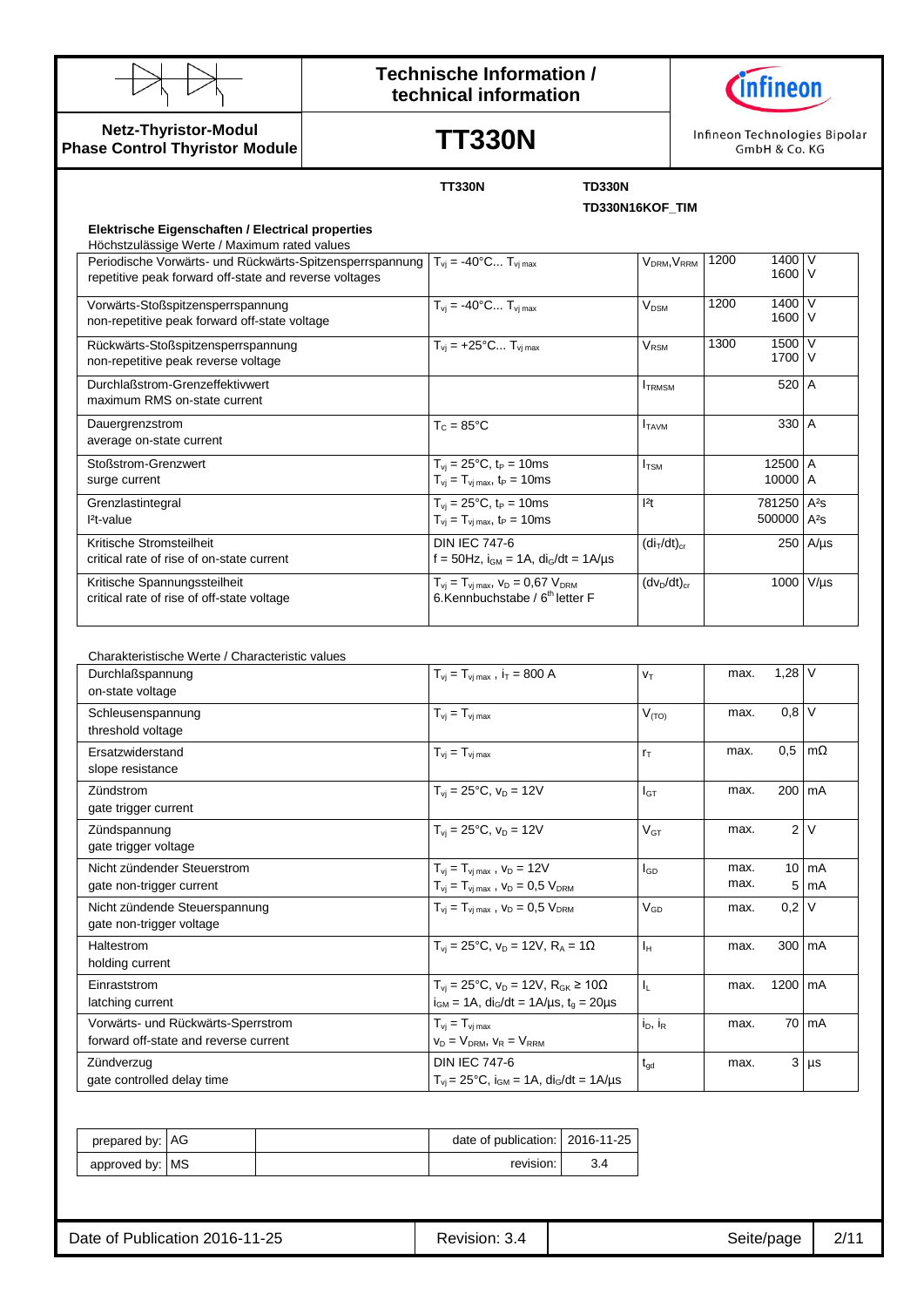**Technische Information / technical information**

**Netz-Thyristor-Modul**
**Phase Control Thyristor Module**

# TT330N

Infineon Technologies Bipolar GmbH & Co. KG

**TT330N** **TD330N**
**TD330N16KOF_TIM**

### Elektrische Eigenschaften / Electrical properties

Höchstzulässige Werte / Maximum rated values

| | | | | | |
|---|---|---|---|---|---|
| Periodische Vorwärts- und Rückwärts-Spitzensperrspannung<br>repetitive peak forward off-state and reverse voltages | $T_{vj}$ = -40°C... $T_{vj\,max}$ | $V_{DRM}$, $V_{RRM}$ | 1200 | 1400<br>1600 | V<br>V |
| Vorwärts-Stoßspitzensperrspannung<br>non-repetitive peak forward off-state voltage | $T_{vj}$ = -40°C... $T_{vj\,max}$ | $V_{DSM}$ | 1200 | 1400<br>1600 | V<br>V |
| Rückwärts-Stoßspitzensperrspannung<br>non-repetitive peak reverse voltage | $T_{vj}$ = +25°C... $T_{vj\,max}$ | $V_{RSM}$ | 1300 | 1500<br>1700 | V<br>V |
| Durchlaßstrom-Grenzeffektivwert<br>maximum RMS on-state current | | $I_{TRMSM}$ | | 520 | A |
| Dauergrenzstrom<br>average on-state current | $T_C$ = 85°C | $I_{TAVM}$ | | 330 | A |
| Stoßstrom-Grenzwert<br>surge current | $T_{vj}$ = 25°C, $t_P$ = 10ms<br>$T_{vj}$ = $T_{vj\,max}$, $t_P$ = 10ms | $I_{TSM}$ | | 12500<br>10000 | A<br>A |
| Grenzlastintegral<br>I²t-value | $T_{vj}$ = 25°C, $t_P$ = 10ms<br>$T_{vj}$ = $T_{vj\,max}$, $t_P$ = 10ms | I²t | | 781250<br>500000 | A²s<br>A²s |
| Kritische Stromsteilheit<br>critical rate of rise of on-state current | DIN IEC 747-6<br>f = 50Hz, $i_{GM}$ = 1A, $di_G/dt$ = 1A/µs | $(di_T/dt)_{cr}$ | | 250 | A/µs |
| Kritische Spannungssteilheit<br>critical rate of rise of off-state voltage | $T_{vj}$ = $T_{vj\,max}$, $v_D$ = 0,67 $V_{DRM}$<br>6.Kennbuchstabe / 6th letter F | $(dv_D/dt)_{cr}$ | | 1000 | V/µs |

Charakteristische Werte / Characteristic values

| | | | | | |
|---|---|---|---|---|---|
| Durchlaßspannung<br>on-state voltage | $T_{vj}$ = $T_{vj\,max}$ , $i_T$ = 800 A | $v_T$ | max. | 1,28 | V |
| Schleusenspannung<br>threshold voltage | $T_{vj}$ = $T_{vj\,max}$ | $V_{(TO)}$ | max. | 0,8 | V |
| Ersatzwiderstand<br>slope resistance | $T_{vj}$ = $T_{vj\,max}$ | $r_T$ | max. | 0,5 | mΩ |
| Zündstrom<br>gate trigger current | $T_{vj}$ = 25°C, $v_D$ = 12V | $I_{GT}$ | max. | 200 | mA |
| Zündspannung<br>gate trigger voltage | $T_{vj}$ = 25°C, $v_D$ = 12V | $V_{GT}$ | max. | 2 | V |
| Nicht zündender Steuerstrom<br>gate non-trigger current | $T_{vj}$ = $T_{vj\,max}$ , $v_D$ = 12V<br>$T_{vj}$ = $T_{vj\,max}$ , $v_D$ = 0,5 $V_{DRM}$ | $I_{GD}$ | max.<br>max. | 10<br>5 | mA<br>mA |
| Nicht zündende Steuerspannung<br>gate non-trigger voltage | $T_{vj}$ = $T_{vj\,max}$ , $v_D$ = 0,5 $V_{DRM}$ | $V_{GD}$ | max. | 0,2 | V |
| Haltestrom<br>holding current | $T_{vj}$ = 25°C, $v_D$ = 12V, $R_A$ = 1Ω | $I_H$ | max. | 300 | mA |
| Einraststrom<br>latching current | $T_{vj}$ = 25°C, $v_D$ = 12V, $R_{GK}$ ≥ 10Ω<br>$i_{GM}$ = 1A, $di_G/dt$ = 1A/µs, $t_g$ = 20µs | $I_L$ | max. | 1200 | mA |
| Vorwärts- und Rückwärts-Sperrstrom<br>forward off-state and reverse current | $T_{vj}$ = $T_{vj\,max}$<br>$v_D$ = $V_{DRM}$, $v_R$ = $V_{RRM}$ | $i_D$, $i_R$ | max. | 70 | mA |
| Zündverzug<br>gate controlled delay time | DIN IEC 747-6<br>$T_{vj}$ = 25°C, $i_{GM}$ = 1A, $di_G/dt$ = 1A/µs | $t_{gd}$ | max. | 3 | µs |

| | | | | |
|---|---|---|---|---|
| prepared by: | AG | | date of publication: | 2016-11-25 |
| approved by: | MS | | revision: | 3.4 |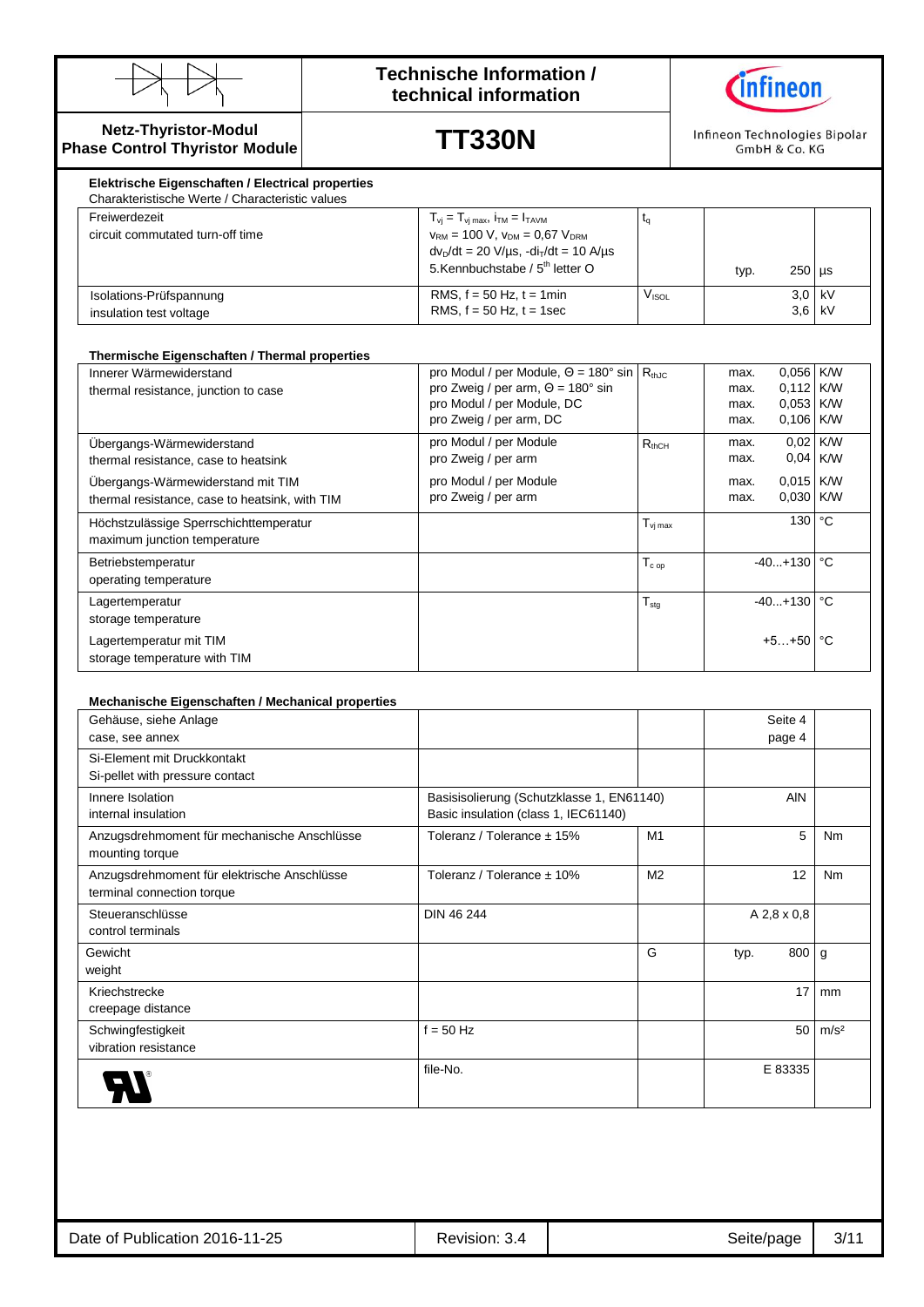# Technische Information / technical information

**Netz-Thyristor-Modul**
**Phase Control Thyristor Module**

# TT330N

Infineon Technologies Bipolar GmbH & Co. KG

### Elektrische Eigenschaften / Electrical properties

Charakteristische Werte / Characteristic values

| | | | | | |
|---|---|---|---|---|---|
| Freiwerdezeit<br>circuit commutated turn-off time | $T_{vj} = T_{vj\,max}$, $i_{TM} = I_{TAVM}$<br>$v_{RM}$ = 100 V, $v_{DM}$ = 0,67 $V_{DRM}$<br>$dv_D/dt$ = 20 V/µs, $-di_T/dt$ = 10 A/µs<br>5.Kennbuchstabe / 5[th] letter O | $t_q$ | typ. | 250 | µs |
| Isolations-Prüfspannung<br>insulation test voltage | RMS, f = 50 Hz, t = 1min<br>RMS, f = 50 Hz, t = 1sec | $V_{ISOL}$ | | 3,0<br>3,6 | kV<br>kV |

### Thermische Eigenschaften / Thermal properties

| | | | | | |
|---|---|---|---|---|---|
| Innerer Wärmewiderstand<br>thermal resistance, junction to case | pro Modul / per Module, Θ = 180° sin<br>pro Zweig / per arm, Θ = 180° sin<br>pro Modul / per Module, DC<br>pro Zweig / per arm, DC | $R_{thJC}$ | max.<br>max.<br>max.<br>max. | 0,056<br>0,112<br>0,053<br>0,106 | K/W<br>K/W<br>K/W<br>K/W |
| Übergangs-Wärmewiderstand<br>thermal resistance, case to heatsink | pro Modul / per Module<br>pro Zweig / per arm | $R_{thCH}$ | max.<br>max. | 0,02<br>0,04 | K/W<br>K/W |
| Übergangs-Wärmewiderstand mit TIM<br>thermal resistance, case to heatsink, with TIM | pro Modul / per Module<br>pro Zweig / per arm | | max.<br>max. | 0,015<br>0,030 | K/W<br>K/W |
| Höchstzulässige Sperrschichttemperatur<br>maximum junction temperature | | $T_{vj\,max}$ | | 130 | °C |
| Betriebstemperatur<br>operating temperature | | $T_{c\,op}$ | | -40...+130 | °C |
| Lagertemperatur<br>storage temperature | | $T_{stg}$ | | -40...+130 | °C |
| Lagertemperatur mit TIM<br>storage temperature with TIM | | | | +5…+50 | °C |

### Mechanische Eigenschaften / Mechanical properties

| | | | | | |
|---|---|---|---|---|---|
| Gehäuse, siehe Anlage<br>case, see annex | | | | Seite 4<br>page 4 | |
| Si-Element mit Druckkontakt<br>Si-pellet with pressure contact | | | | | |
| Innere Isolation<br>internal insulation | Basisisolierung (Schutzklasse 1, EN61140)<br>Basic insulation (class 1, IEC61140) | | | AlN | |
| Anzugsdrehmoment für mechanische Anschlüsse<br>mounting torque | Toleranz / Tolerance ± 15% | M1 | | 5 | Nm |
| Anzugsdrehmoment für elektrische Anschlüsse<br>terminal connection torque | Toleranz / Tolerance ± 10% | M2 | | 12 | Nm |
| Steueranschlüsse<br>control terminals | DIN 46 244 | | | A 2,8 x 0,8 | |
| Gewicht<br>weight | | G | typ. | 800 | g |
| Kriechstrecke<br>creepage distance | | | | 17 | mm |
| Schwingfestigkeit<br>vibration resistance | f = 50 Hz | | | 50 | m/s² |
| UL® | file-No. | | | E 83335 | |

Date of Publication 2016-11-25 | Revision: 3.4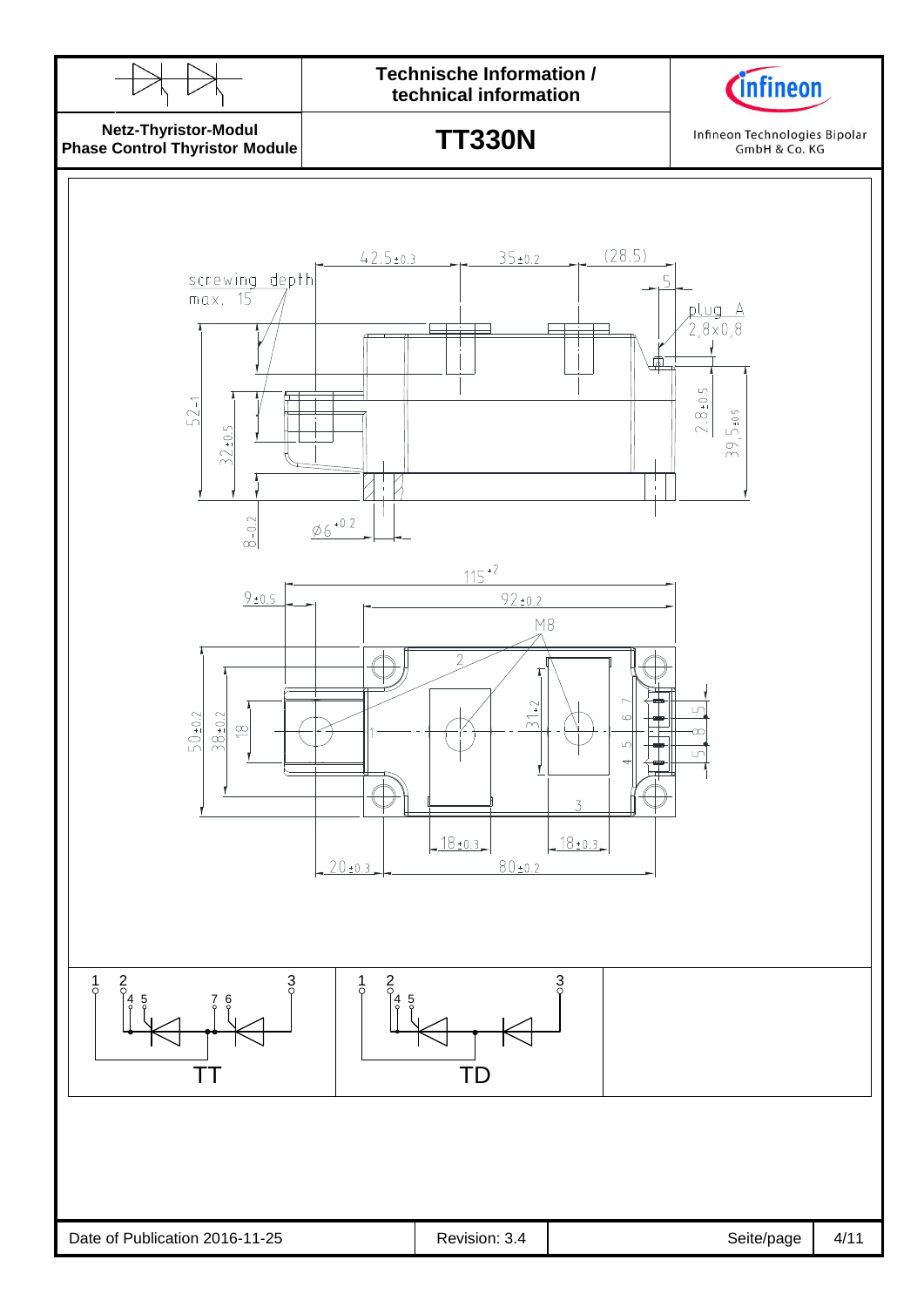screwing depth max. 15

42,5±0.3

35±0.2

(28.5)

5

plug A 2,8x0,8

52-1

32±0.5

2,8±0.5

39,5±0.5

8-0.2

Ø6+0.2

115+2

9±0.5

92±0.2

M8

2

50±0.2

38±0.2

18

1

31±2

6 7

4 5

5

8

5

3

18±0.3

18±0.3

20±0.3

80±0.2

1 2 4 5 7 6 3

TT

1 2 4 5 3

TD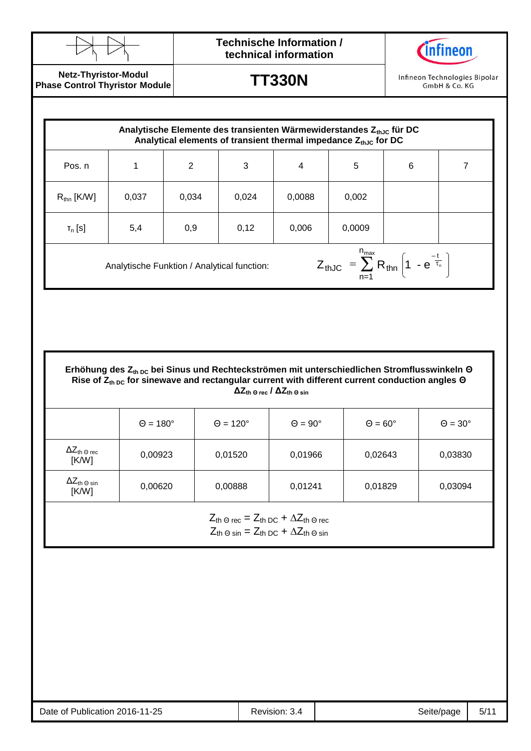**Analytische Elemente des transienten Wärmewiderstandes $Z_{thJC}$ für DC**
**Analytical elements of transient thermal impedance $Z_{thJC}$ for DC**

| Pos. n | 1 | 2 | 3 | 4 | 5 | 6 | 7 |
|---|---|---|---|---|---|---|---|
| $R_{thn}$ [K/W] | 0,037 | 0,034 | 0,024 | 0,0088 | 0,002 | | |
| $\tau_n$ [s] | 5,4 | 0,9 | 0,12 | 0,006 | 0,0009 | | |

Analytische Funktion / Analytical function:

$$Z_{thJC} = \sum_{n=1}^{n_{max}} R_{thn} \left(1 - e^{\frac{-t}{\tau_n}}\right)$$

**Erhöhung des $Z_{th\,DC}$ bei Sinus und Rechteckströmen mit unterschiedlichen Stromflusswinkeln Θ**
**Rise of $Z_{th\,DC}$ for sinewave and rectangular current with different current conduction angles Θ**
**$\Delta Z_{th\,\Theta\,rec}$ / $\Delta Z_{th\,\Theta\,sin}$**

| | Θ = 180° | Θ = 120° | Θ = 90° | Θ = 60° | Θ = 30° |
|---|---|---|---|---|---|
| $\Delta Z_{th\,\Theta\,rec}$ [K/W] | 0,00923 | 0,01520 | 0,01966 | 0,02643 | 0,03830 |
| $\Delta Z_{th\,\Theta\,sin}$ [K/W] | 0,00620 | 0,00888 | 0,01241 | 0,01829 | 0,03094 |

$$Z_{th\,\Theta\,rec} = Z_{th\,DC} + \Delta Z_{th\,\Theta\,rec}$$
$$Z_{th\,\Theta\,sin} = Z_{th\,DC} + \Delta Z_{th\,\Theta\,sin}$$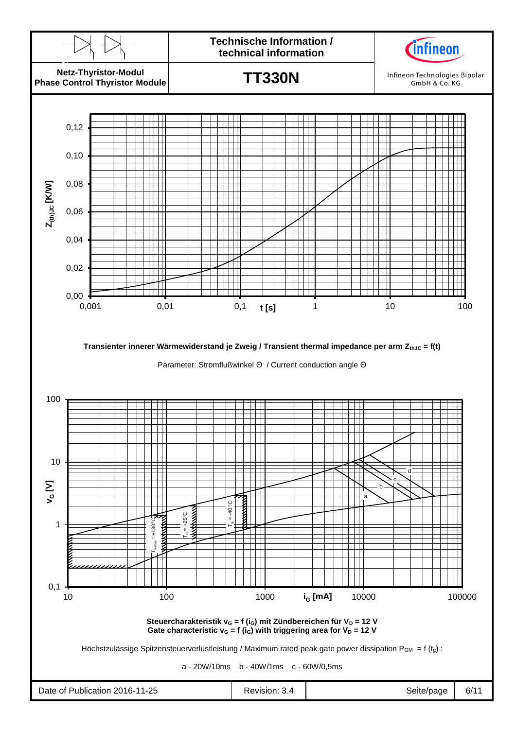0,12
0,10
0,08
0,06
0,04
0,02
0,00
$Z_{(th)JC}$ [K/W]
0,001
0,01
0,1
t [s]
1
10
100

**Transienter innerer Wärmewiderstand je Zweig / Transient thermal impedance per arm $Z_{thJC}$ = f(t)**

Parameter: Stromflußwinkel Θ / Current conduction angle Θ

100
10
1
0,1
$v_G$ [V]
10
100
1000
$i_G$ [mA]
10000
100000
$T_{vj max}$ = +130°C
$T_{vj}$ = +25°C
$T_{vj}$ = -40°C
a
b
c
d

**Steuercharakteristik $v_G$ = f ($i_G$) mit Zündbereichen für $V_D$ = 12 V**
**Gate characteristic $v_G$ = f ($i_G$) with triggering area for $V_D$ = 12 V**

Höchstzulässige Spitzensteuerverlustleistung / Maximum rated peak gate power dissipation $P_{GM}$ = f ($t_g$) :

a - 20W/10ms b - 40W/1ms c - 60W/0,5ms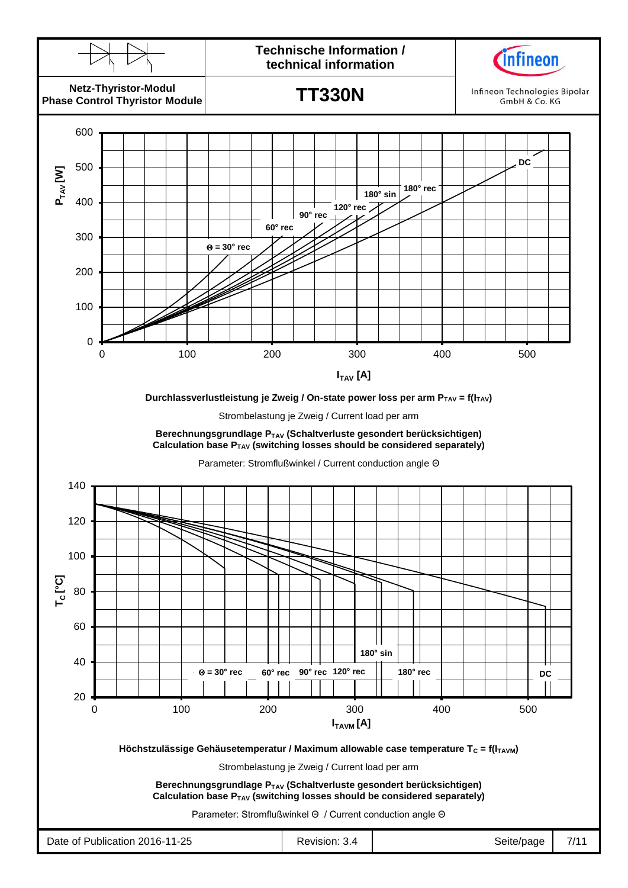Technische Information / technical information

Netz-Thyristor-Modul
Phase Control Thyristor Module

# TT330N

Infineon Technologies Bipolar GmbH & Co. KG

600
500
400
300
200
100
0

$P_{TAV}$ [W]

0 100 200 300 400 500

$I_{TAV}$ [A]

DC
180° rec
180° sin
120° rec
90° rec
60° rec
Θ = 30° rec

**Durchlassverlustleistung je Zweig / On-state power loss per arm $P_{TAV} = f(I_{TAV})$**

Strombelastung je Zweig / Current load per arm

**Berechnungsgrundlage $P_{TAV}$ (Schaltverluste gesondert berücksichtigen)**
**Calculation base $P_{TAV}$ (switching losses should be considered separately)**

Parameter: Stromflußwinkel / Current conduction angle Θ

140
120
100
80
60
40
20

$T_C$ [°C]

0 100 200 300 400 500

$I_{TAVM}$ [A]

Θ = 30° rec
60° rec
90° rec
120° rec
180° sin
180° rec
DC

**Höchstzulässige Gehäusetemperatur / Maximum allowable case temperature $T_C = f(I_{TAVM})$**

Strombelastung je Zweig / Current load per arm

**Berechnungsgrundlage $P_{TAV}$ (Schaltverluste gesondert berücksichtigen)**
**Calculation base $P_{TAV}$ (switching losses should be considered separately)**

Parameter: Stromflußwinkel Θ / Current conduction angle Θ

Date of Publication 2016-11-25 | Revision: 3.4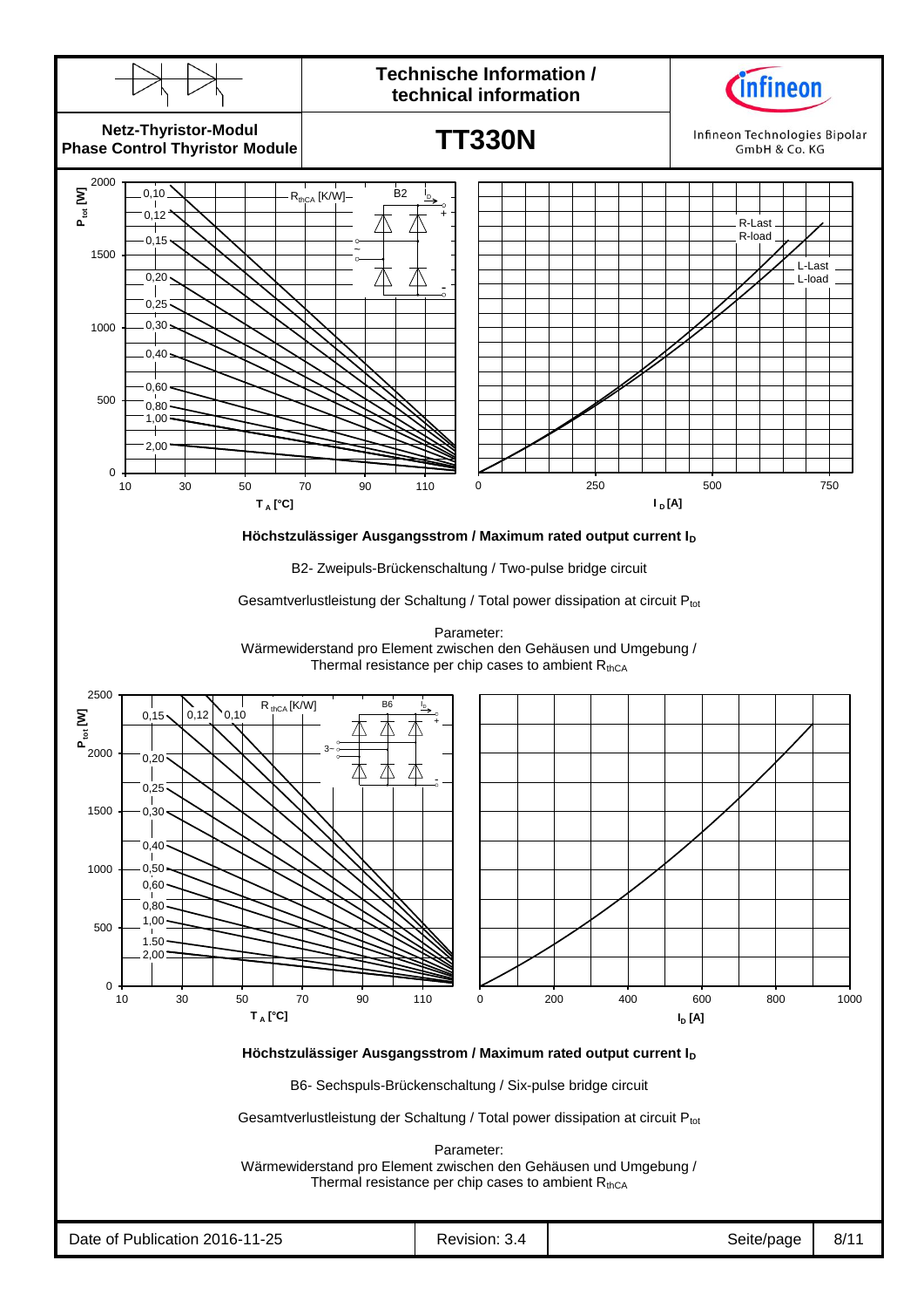Netz-Thyristor-Modul
Phase Control Thyristor Module

# TT330N

Technische Information / technical information

Infineon Technologies Bipolar GmbH & Co. KG

$P_{tot}$ [W]

2000
1500
1000
500
0

$R_{thCA}$ [K/W]

0,10
0,12
0,15
0,20
0,25
0,30
0,40
0,60
0,80
1,00
2,00

B2

$I_D$

10 30 50 70 90 110

$T_A$ [°C]

R-Last
R-load
L-Last
L-load

0 250 500 750

$I_D$ [A]

**Höchstzulässiger Ausgangsstrom / Maximum rated output current $I_D$**

B2- Zweipuls-Brückenschaltung / Two-pulse bridge circuit

Gesamtverlustleistung der Schaltung / Total power dissipation at circuit $P_{tot}$

Parameter:
Wärmewiderstand pro Element zwischen den Gehäusen und Umgebung / Thermal resistance per chip cases to ambient $R_{thCA}$

$P_{tot}$ [W]

2500
2000
1500
1000
500
0

$R_{thCA}$ [K/W]

0,15
0,12
0,10
0,20
0,25
0,30
0,40
0,50
0,60
0,80
1,00
1,50
2,00

B6

$I_D$

10 30 50 70 90 110

$T_A$ [°C]

0 200 400 600 800 1000

$I_D$ [A]

**Höchstzulässiger Ausgangsstrom / Maximum rated output current $I_D$**

B6- Sechspuls-Brückenschaltung / Six-pulse bridge circuit

Gesamtverlustleistung der Schaltung / Total power dissipation at circuit $P_{tot}$

Parameter:
Wärmewiderstand pro Element zwischen den Gehäusen und Umgebung / Thermal resistance per chip cases to ambient $R_{thCA}$

Date of Publication 2016-11-25 | Revision: 3.4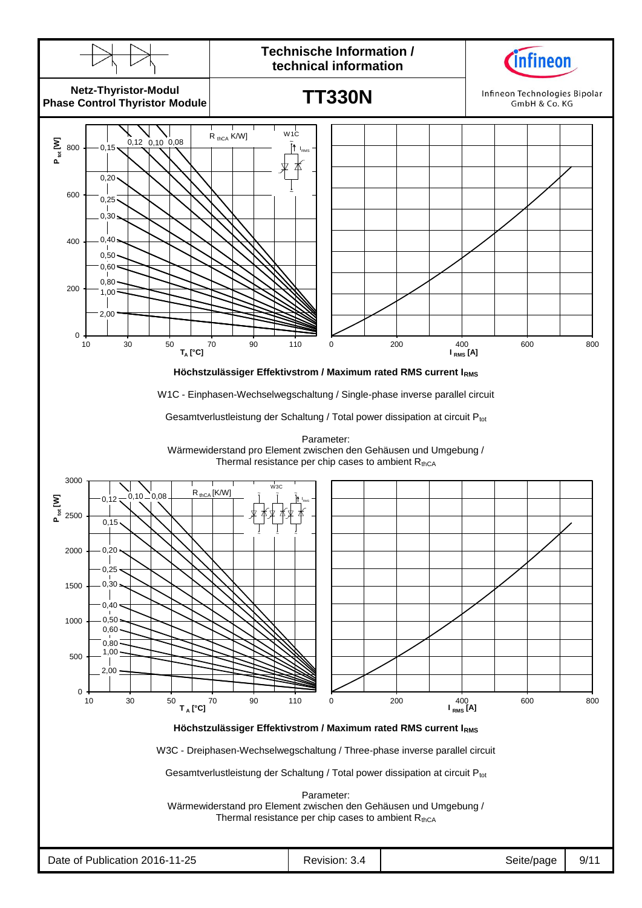Netz-Thyristor-Modul
Phase Control Thyristor Module

# TT330N

Technische Information / technical information

Infineon Technologies Bipolar GmbH & Co. KG

$P_{tot}$ [W]

800
600
400
200
0

$R_{thCA}$ K/W]

0,15
0,12
0,10
0,08
0,20
0,25
0,30
0,40
0,50
0,60
0,80
1,00
2,00

W1C

$I_{RMS}$

10
30
50
70
90
110

$T_A$ [°C]

0
200
400
600
800

$I_{RMS}$ [A]

**Höchstzulässiger Effektivstrom / Maximum rated RMS current $I_{RMS}$**

W1C - Einphasen-Wechselwegschaltung / Single-phase inverse parallel circuit

Gesamtverlustleistung der Schaltung / Total power dissipation at circuit $P_{tot}$

Parameter:
Wärmewiderstand pro Element zwischen den Gehäusen und Umgebung /
Thermal resistance per chip cases to ambient $R_{thCA}$

$P_{tot}$ [W]

3000
2500
2000
1500
1000
500
0

$R_{thCA}$ [K/W]

0,12
0,10
0,08
0,15
0,20
0,25
0,30
0,40
0,50
0,60
0,80
1,00
2,00

W3C

$I_{RMS}$

10
30
50
70
90
110

$T_A$ [°C]

0
200
400
600
800

$I_{RMS}$ [A]

**Höchstzulässiger Effektivstrom / Maximum rated RMS current $I_{RMS}$**

W3C - Dreiphasen-Wechselwegschaltung / Three-phase inverse parallel circuit

Gesamtverlustleistung der Schaltung / Total power dissipation at circuit $P_{tot}$

Parameter:
Wärmewiderstand pro Element zwischen den Gehäusen und Umgebung /
Thermal resistance per chip cases to ambient $R_{thCA}$

Date of Publication 2016-11-25 | Revision: 3.4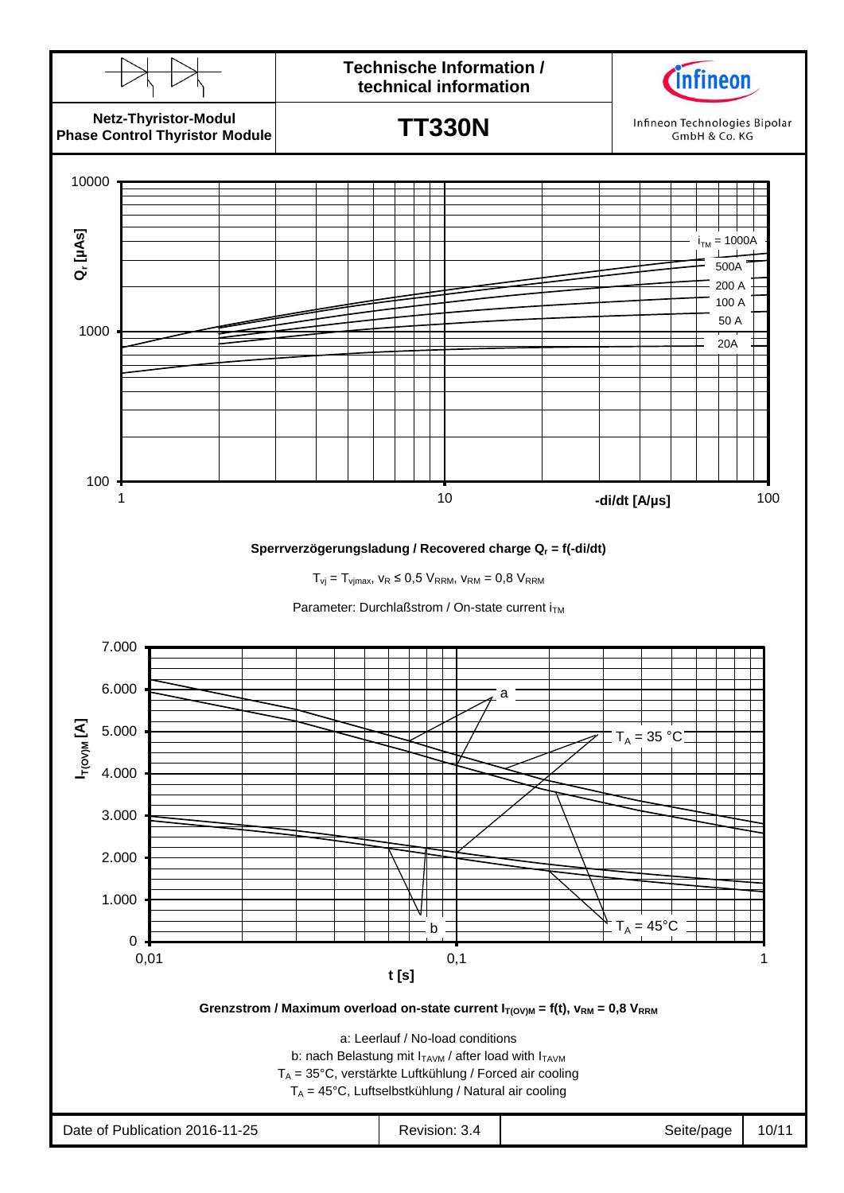Netz-Thyristor-Modul
Phase Control Thyristor Module

# TT330N

Technische Information / technical information

Infineon Technologies Bipolar GmbH & Co. KG

$Q_r$ [µAs]

10000

1000

100

1

10

100

-di/dt [A/µs]

$i_{TM}$ = 1000A

500A

200 A

100 A

50 A

20A

**Sperrverzögerungsladung / Recovered charge $Q_r = f(-di/dt)$**

$T_{vj} = T_{vjmax}$, $v_R \leq 0{,}5\ V_{RRM}$, $v_{RM} = 0{,}8\ V_{RRM}$

Parameter: Durchlaßstrom / On-state current $i_{TM}$

$I_{T(OV)M}$ [A]

7.000

6.000

5.000

4.000

3.000

2.000

1.000

0

0,01

0,1

1

t [s]

a

b

$T_A$ = 35 °C

$T_A$ = 45°C

**Grenzstrom / Maximum overload on-state current $I_{T(OV)M} = f(t)$, $v_{RM} = 0{,}8\ V_{RRM}$**

a: Leerlauf / No-load conditions

b: nach Belastung mit $I_{TAVM}$ / after load with $I_{TAVM}$

$T_A$ = 35°C, verstärkte Luftkühlung / Forced air cooling

$T_A$ = 45°C, Luftselbstkühlung / Natural air cooling

Date of Publication 2016-11-25 | Revision: 3.4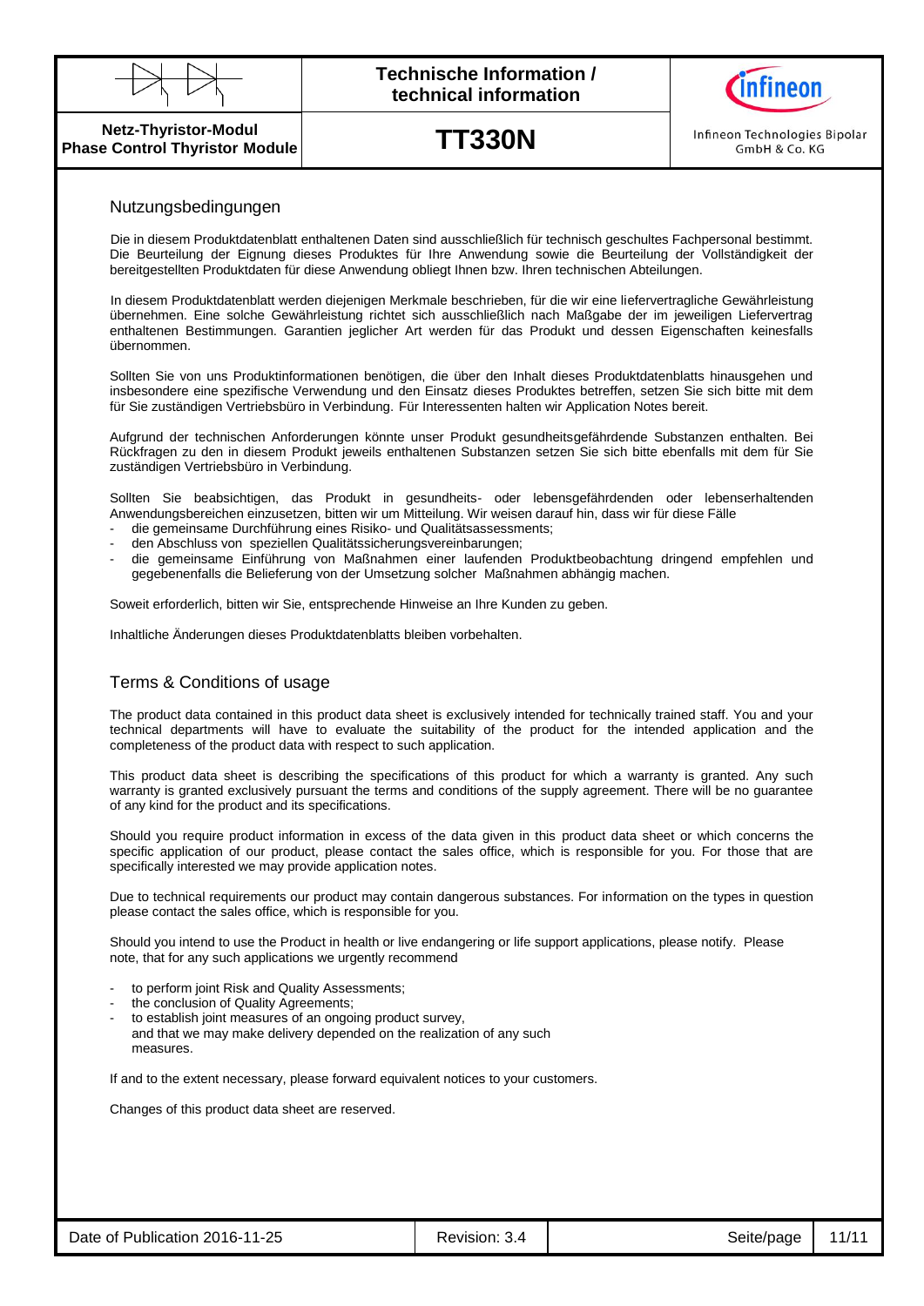## Nutzungsbedingungen

Die in diesem Produktdatenblatt enthaltenen Daten sind ausschließlich für technisch geschultes Fachpersonal bestimmt. Die Beurteilung der Eignung dieses Produktes für Ihre Anwendung sowie die Beurteilung der Vollständigkeit der bereitgestellten Produktdaten für diese Anwendung obliegt Ihnen bzw. Ihren technischen Abteilungen.

In diesem Produktdatenblatt werden diejenigen Merkmale beschrieben, für die wir eine liefervertragliche Gewährleistung übernehmen. Eine solche Gewährleistung richtet sich ausschließlich nach Maßgabe der im jeweiligen Liefervertrag enthaltenen Bestimmungen. Garantien jeglicher Art werden für das Produkt und dessen Eigenschaften keinesfalls übernommen.

Sollten Sie von uns Produktinformationen benötigen, die über den Inhalt dieses Produktdatenblatts hinausgehen und insbesondere eine spezifische Verwendung und den Einsatz dieses Produktes betreffen, setzen Sie sich bitte mit dem für Sie zuständigen Vertriebsbüro in Verbindung. Für Interessenten halten wir Application Notes bereit.

Aufgrund der technischen Anforderungen könnte unser Produkt gesundheitsgefährdende Substanzen enthalten. Bei Rückfragen zu den in diesem Produkt jeweils enthaltenen Substanzen setzen Sie sich bitte ebenfalls mit dem für Sie zuständigen Vertriebsbüro in Verbindung.

Sollten Sie beabsichtigen, das Produkt in gesundheits- oder lebensgefährdenden oder lebenserhaltenden Anwendungsbereichen einzusetzen, bitten wir um Mitteilung. Wir weisen darauf hin, dass wir für diese Fälle

- die gemeinsame Durchführung eines Risiko- und Qualitätsassessments;
- den Abschluss von speziellen Qualitätssicherungsvereinbarungen;
- die gemeinsame Einführung von Maßnahmen einer laufenden Produktbeobachtung dringend empfehlen und gegebenenfalls die Belieferung von der Umsetzung solcher Maßnahmen abhängig machen.

Soweit erforderlich, bitten wir Sie, entsprechende Hinweise an Ihre Kunden zu geben.

Inhaltliche Änderungen dieses Produktdatenblatts bleiben vorbehalten.

## Terms & Conditions of usage

The product data contained in this product data sheet is exclusively intended for technically trained staff. You and your technical departments will have to evaluate the suitability of the product for the intended application and the completeness of the product data with respect to such application.

This product data sheet is describing the specifications of this product for which a warranty is granted. Any such warranty is granted exclusively pursuant the terms and conditions of the supply agreement. There will be no guarantee of any kind for the product and its specifications.

Should you require product information in excess of the data given in this product data sheet or which concerns the specific application of our product, please contact the sales office, which is responsible for you. For those that are specifically interested we may provide application notes.

Due to technical requirements our product may contain dangerous substances. For information on the types in question please contact the sales office, which is responsible for you.

Should you intend to use the Product in health or live endangering or life support applications, please notify. Please note, that for any such applications we urgently recommend

- to perform joint Risk and Quality Assessments;
- the conclusion of Quality Agreements;
- to establish joint measures of an ongoing product survey, and that we may make delivery depended on the realization of any such measures.

If and to the extent necessary, please forward equivalent notices to your customers.

Changes of this product data sheet are reserved.